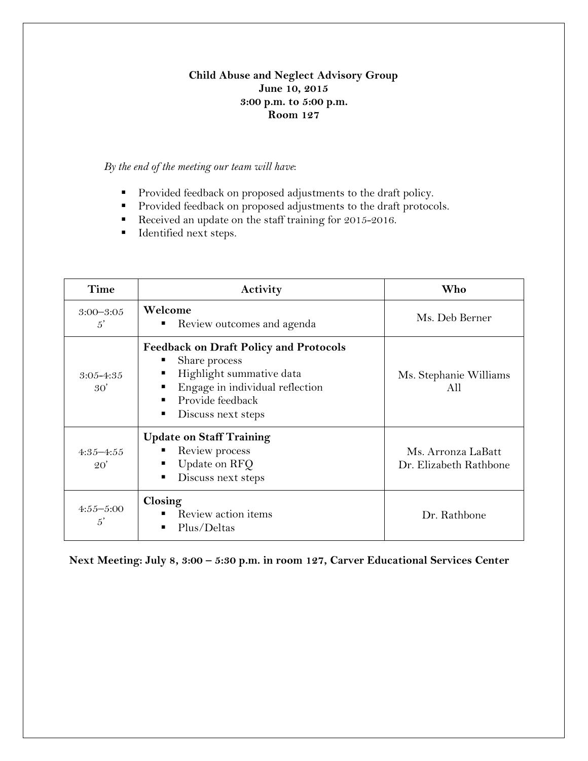**Child Abuse and Neglect Advisory Group**
**June 10, 2015**
**3:00 p.m. to 5:00 p.m.**
**Room 127**

*By the end of the meeting our team will have*:

- Provided feedback on proposed adjustments to the draft policy.
- Provided feedback on proposed adjustments to the draft protocols.
- Received an update on the staff training for 2015-2016.
- Identified next steps.

| Time | Activity | Who |
|---|---|---|
| 3:00–3:05<br>5' | **Welcome**<br>▪ Review outcomes and agenda | Ms. Deb Berner |
| 3:05-4:35<br>30' | **Feedback on Draft Policy and Protocols**<br>▪ Share process<br>▪ Highlight summative data<br>▪ Engage in individual reflection<br>▪ Provide feedback<br>▪ Discuss next steps | Ms. Stephanie Williams<br>All |
| 4:35–4:55<br>20' | **Update on Staff Training**<br>▪ Review process<br>▪ Update on RFQ<br>▪ Discuss next steps | Ms. Arronza LaBatt<br>Dr. Elizabeth Rathbone |
| 4:55–5:00<br>5' | **Closing**<br>▪ Review action items<br>▪ Plus/Deltas | Dr. Rathbone |

**Next Meeting: July 8, 3:00 – 5:30 p.m. in room 127, Carver Educational Services Center**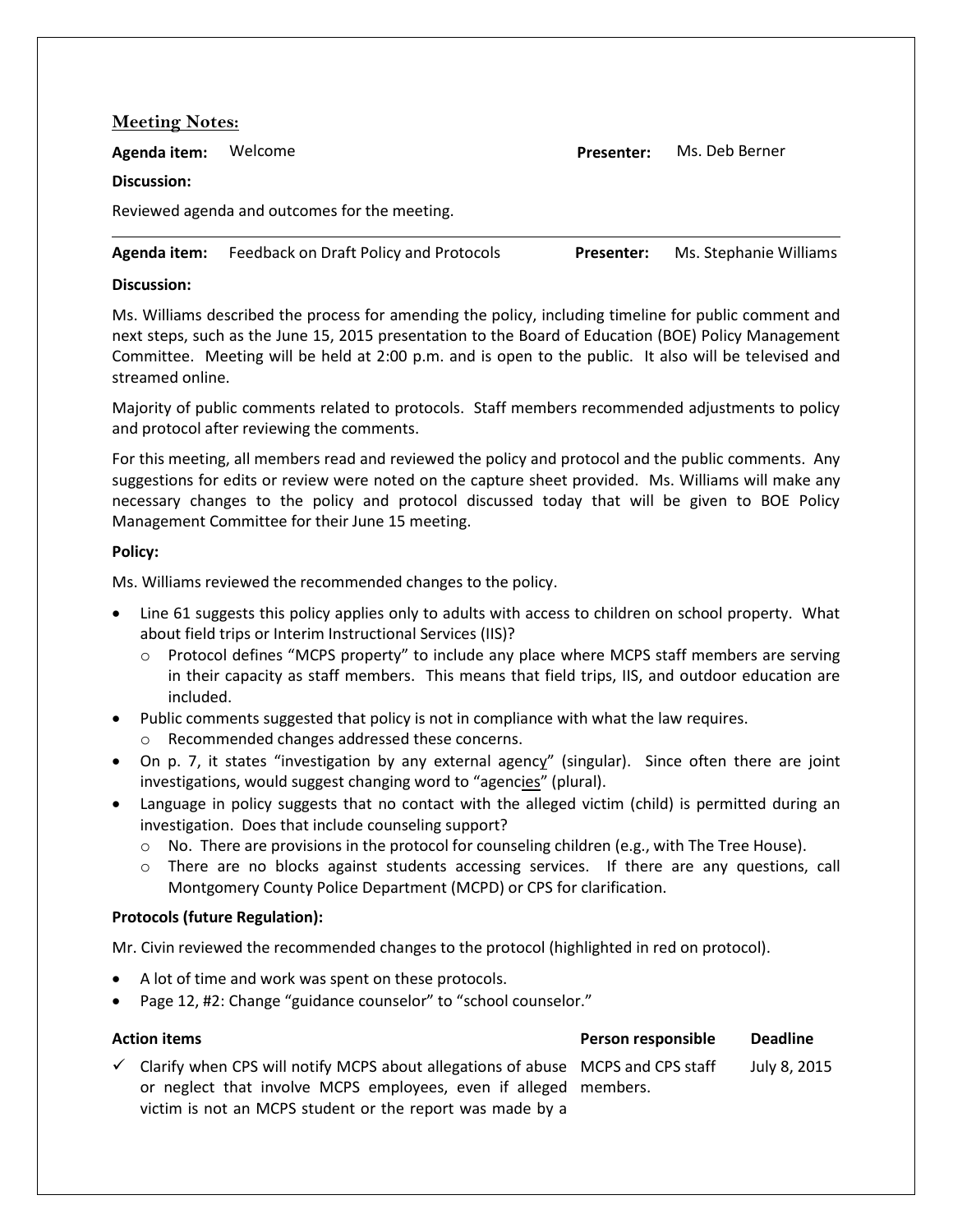## Meeting Notes:

**Agenda item:** Welcome **Presenter:** Ms. Deb Berner

**Discussion:**

Reviewed agenda and outcomes for the meeting.

---

**Agenda item:** Feedback on Draft Policy and Protocols **Presenter:** Ms. Stephanie Williams

**Discussion:**

Ms. Williams described the process for amending the policy, including timeline for public comment and next steps, such as the June 15, 2015 presentation to the Board of Education (BOE) Policy Management Committee. Meeting will be held at 2:00 p.m. and is open to the public. It also will be televised and streamed online.

Majority of public comments related to protocols. Staff members recommended adjustments to policy and protocol after reviewing the comments.

For this meeting, all members read and reviewed the policy and protocol and the public comments. Any suggestions for edits or review were noted on the capture sheet provided. Ms. Williams will make any necessary changes to the policy and protocol discussed today that will be given to BOE Policy Management Committee for their June 15 meeting.

**Policy:**

Ms. Williams reviewed the recommended changes to the policy.

- Line 61 suggests this policy applies only to adults with access to children on school property. What about field trips or Interim Instructional Services (IIS)?
  - Protocol defines "MCPS property" to include any place where MCPS staff members are serving in their capacity as staff members. This means that field trips, IIS, and outdoor education are included.
- Public comments suggested that policy is not in compliance with what the law requires.
  - Recommended changes addressed these concerns.
- On p. 7, it states "investigation by any external agency" (singular). Since often there are joint investigations, would suggest changing word to "agencies" (plural).
- Language in policy suggests that no contact with the alleged victim (child) is permitted during an investigation. Does that include counseling support?
  - No. There are provisions in the protocol for counseling children (e.g., with The Tree House).
  - There are no blocks against students accessing services. If there are any questions, call Montgomery County Police Department (MCPD) or CPS for clarification.

**Protocols (future Regulation):**

Mr. Civin reviewed the recommended changes to the protocol (highlighted in red on protocol).

- A lot of time and work was spent on these protocols.
- Page 12, #2: Change "guidance counselor" to "school counselor."

| Action items | Person responsible | Deadline |
|---|---|---|
| ✓ Clarify when CPS will notify MCPS about allegations of abuse or neglect that involve MCPS employees, even if alleged victim is not an MCPS student or the report was made by a | MCPS and CPS staff members. | July 8, 2015 |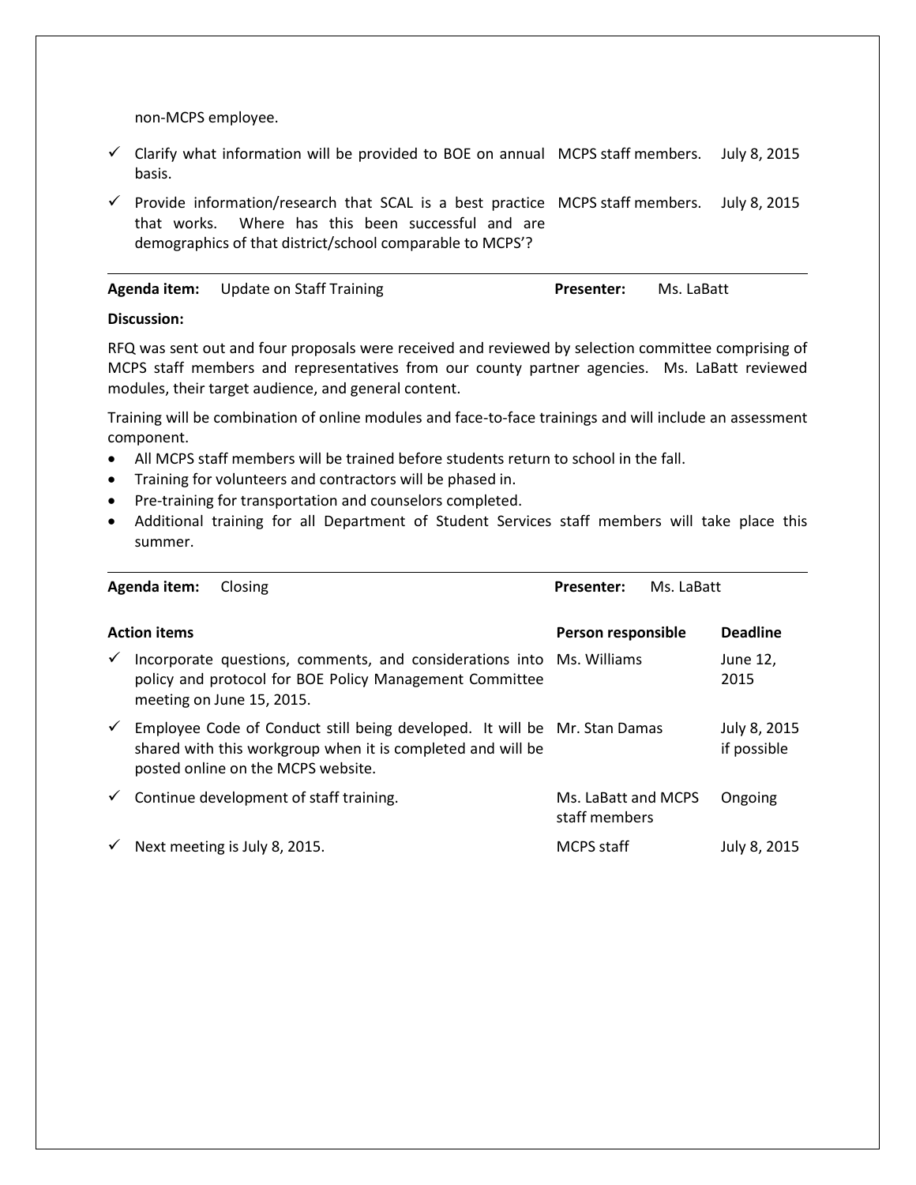non-MCPS employee.

| | | |
|---|---|---|
| ✓ Clarify what information will be provided to BOE on annual basis. | MCPS staff members. | July 8, 2015 |
| ✓ Provide information/research that SCAL is a best practice that works. Where has this been successful and are demographics of that district/school comparable to MCPS'? | MCPS staff members. | July 8, 2015 |

---

**Agenda item:** Update on Staff Training **Presenter:** Ms. LaBatt

**Discussion:**

RFQ was sent out and four proposals were received and reviewed by selection committee comprising of MCPS staff members and representatives from our county partner agencies. Ms. LaBatt reviewed modules, their target audience, and general content.

Training will be combination of online modules and face-to-face trainings and will include an assessment component.

- All MCPS staff members will be trained before students return to school in the fall.
- Training for volunteers and contractors will be phased in.
- Pre-training for transportation and counselors completed.
- Additional training for all Department of Student Services staff members will take place this summer.

---

**Agenda item:** Closing **Presenter:** Ms. LaBatt

| **Action items** | **Person responsible** | **Deadline** |
|---|---|---|
| ✓ Incorporate questions, comments, and considerations into policy and protocol for BOE Policy Management Committee meeting on June 15, 2015. | Ms. Williams | June 12, 2015 |
| ✓ Employee Code of Conduct still being developed. It will be shared with this workgroup when it is completed and will be posted online on the MCPS website. | Mr. Stan Damas | July 8, 2015 if possible |
| ✓ Continue development of staff training. | Ms. LaBatt and MCPS staff members | Ongoing |
| ✓ Next meeting is July 8, 2015. | MCPS staff | July 8, 2015 |